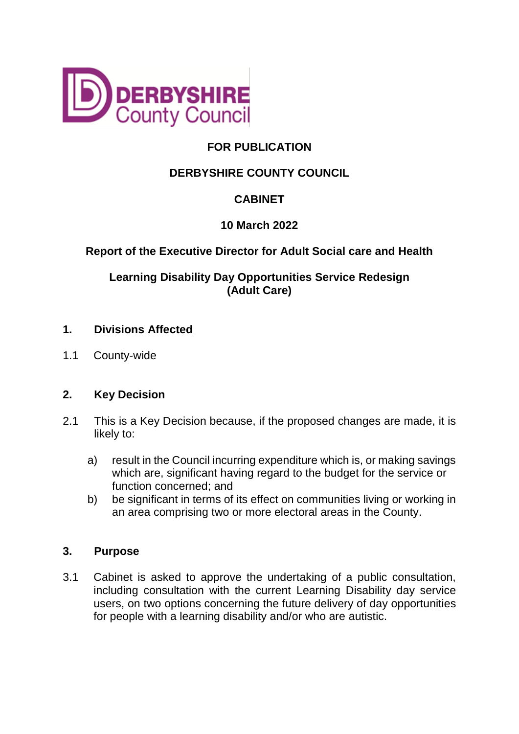**FOR PUBLICATION**

**DERBYSHIRE COUNTY COUNCIL**

**CABINET**

**10 March 2022**

**Report of the Executive Director for Adult Social care and Health**

**Learning Disability Day Opportunities Service Redesign (Adult Care)**

## 1. Divisions Affected

1.1 County-wide

## 2. Key Decision

2.1 This is a Key Decision because, if the proposed changes are made, it is likely to:

a) result in the Council incurring expenditure which is, or making savings which are, significant having regard to the budget for the service or function concerned; and

b) be significant in terms of its effect on communities living or working in an area comprising two or more electoral areas in the County.

## 3. Purpose

3.1 Cabinet is asked to approve the undertaking of a public consultation, including consultation with the current Learning Disability day service users, on two options concerning the future delivery of day opportunities for people with a learning disability and/or who are autistic.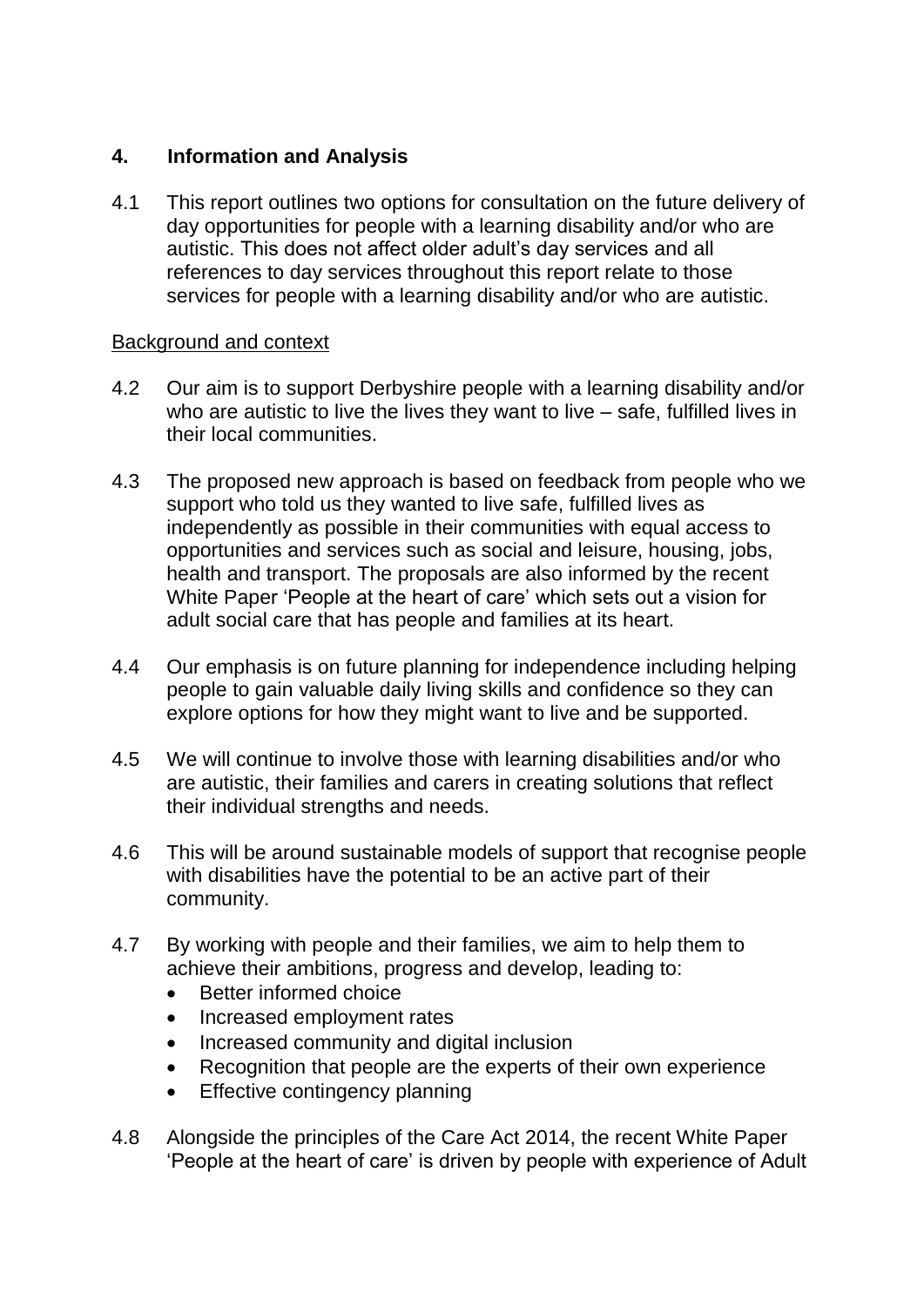## 4. Information and Analysis

4.1 This report outlines two options for consultation on the future delivery of day opportunities for people with a learning disability and/or who are autistic. This does not affect older adult's day services and all references to day services throughout this report relate to those services for people with a learning disability and/or who are autistic.

Background and context

4.2 Our aim is to support Derbyshire people with a learning disability and/or who are autistic to live the lives they want to live – safe, fulfilled lives in their local communities.

4.3 The proposed new approach is based on feedback from people who we support who told us they wanted to live safe, fulfilled lives as independently as possible in their communities with equal access to opportunities and services such as social and leisure, housing, jobs, health and transport. The proposals are also informed by the recent White Paper 'People at the heart of care' which sets out a vision for adult social care that has people and families at its heart.

4.4 Our emphasis is on future planning for independence including helping people to gain valuable daily living skills and confidence so they can explore options for how they might want to live and be supported.

4.5 We will continue to involve those with learning disabilities and/or who are autistic, their families and carers in creating solutions that reflect their individual strengths and needs.

4.6 This will be around sustainable models of support that recognise people with disabilities have the potential to be an active part of their community.

4.7 By working with people and their families, we aim to help them to achieve their ambitions, progress and develop, leading to:

- Better informed choice
- Increased employment rates
- Increased community and digital inclusion
- Recognition that people are the experts of their own experience
- Effective contingency planning

4.8 Alongside the principles of the Care Act 2014, the recent White Paper 'People at the heart of care' is driven by people with experience of Adult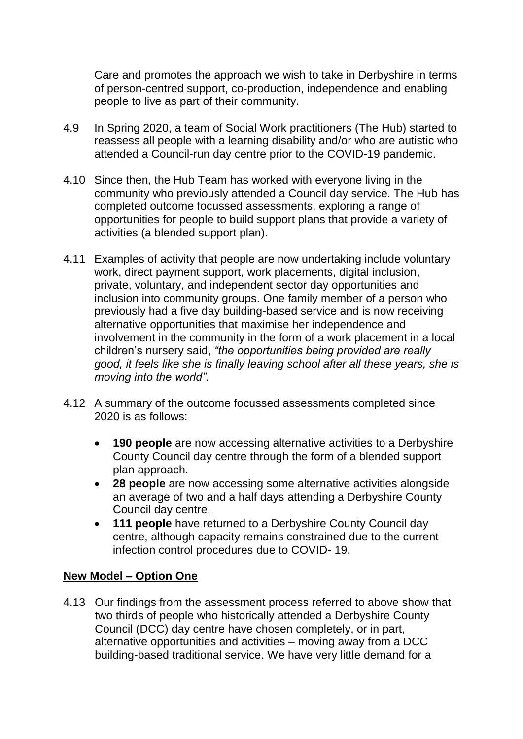Care and promotes the approach we wish to take in Derbyshire in terms of person-centred support, co-production, independence and enabling people to live as part of their community.

4.9 In Spring 2020, a team of Social Work practitioners (The Hub) started to reassess all people with a learning disability and/or who are autistic who attended a Council-run day centre prior to the COVID-19 pandemic.

4.10 Since then, the Hub Team has worked with everyone living in the community who previously attended a Council day service. The Hub has completed outcome focussed assessments, exploring a range of opportunities for people to build support plans that provide a variety of activities (a blended support plan).

4.11 Examples of activity that people are now undertaking include voluntary work, direct payment support, work placements, digital inclusion, private, voluntary, and independent sector day opportunities and inclusion into community groups. One family member of a person who previously had a five day building-based service and is now receiving alternative opportunities that maximise her independence and involvement in the community in the form of a work placement in a local children's nursery said, *"the opportunities being provided are really good, it feels like she is finally leaving school after all these years, she is moving into the world"*.

4.12 A summary of the outcome focussed assessments completed since 2020 is as follows:

- **190 people** are now accessing alternative activities to a Derbyshire County Council day centre through the form of a blended support plan approach.
- **28 people** are now accessing some alternative activities alongside an average of two and a half days attending a Derbyshire County Council day centre.
- **111 people** have returned to a Derbyshire County Council day centre, although capacity remains constrained due to the current infection control procedures due to COVID- 19.

## New Model – Option One

4.13 Our findings from the assessment process referred to above show that two thirds of people who historically attended a Derbyshire County Council (DCC) day centre have chosen completely, or in part, alternative opportunities and activities – moving away from a DCC building-based traditional service. We have very little demand for a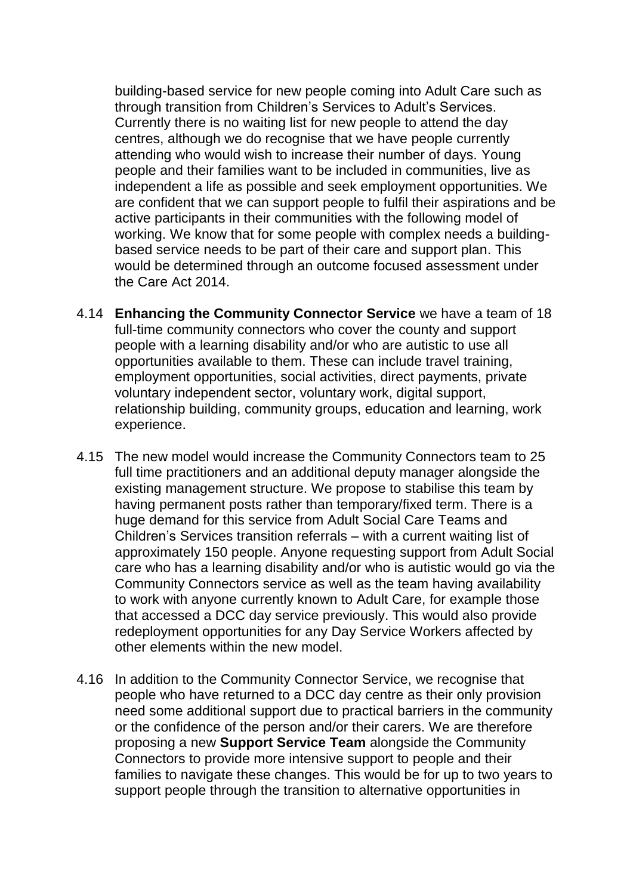building-based service for new people coming into Adult Care such as through transition from Children's Services to Adult's Services. Currently there is no waiting list for new people to attend the day centres, although we do recognise that we have people currently attending who would wish to increase their number of days. Young people and their families want to be included in communities, live as independent a life as possible and seek employment opportunities. We are confident that we can support people to fulfil their aspirations and be active participants in their communities with the following model of working. We know that for some people with complex needs a building-based service needs to be part of their care and support plan. This would be determined through an outcome focused assessment under the Care Act 2014.

4.14 **Enhancing the Community Connector Service** we have a team of 18 full-time community connectors who cover the county and support people with a learning disability and/or who are autistic to use all opportunities available to them. These can include travel training, employment opportunities, social activities, direct payments, private voluntary independent sector, voluntary work, digital support, relationship building, community groups, education and learning, work experience.

4.15 The new model would increase the Community Connectors team to 25 full time practitioners and an additional deputy manager alongside the existing management structure. We propose to stabilise this team by having permanent posts rather than temporary/fixed term. There is a huge demand for this service from Adult Social Care Teams and Children's Services transition referrals – with a current waiting list of approximately 150 people. Anyone requesting support from Adult Social care who has a learning disability and/or who is autistic would go via the Community Connectors service as well as the team having availability to work with anyone currently known to Adult Care, for example those that accessed a DCC day service previously. This would also provide redeployment opportunities for any Day Service Workers affected by other elements within the new model.

4.16 In addition to the Community Connector Service, we recognise that people who have returned to a DCC day centre as their only provision need some additional support due to practical barriers in the community or the confidence of the person and/or their carers. We are therefore proposing a new **Support Service Team** alongside the Community Connectors to provide more intensive support to people and their families to navigate these changes. This would be for up to two years to support people through the transition to alternative opportunities in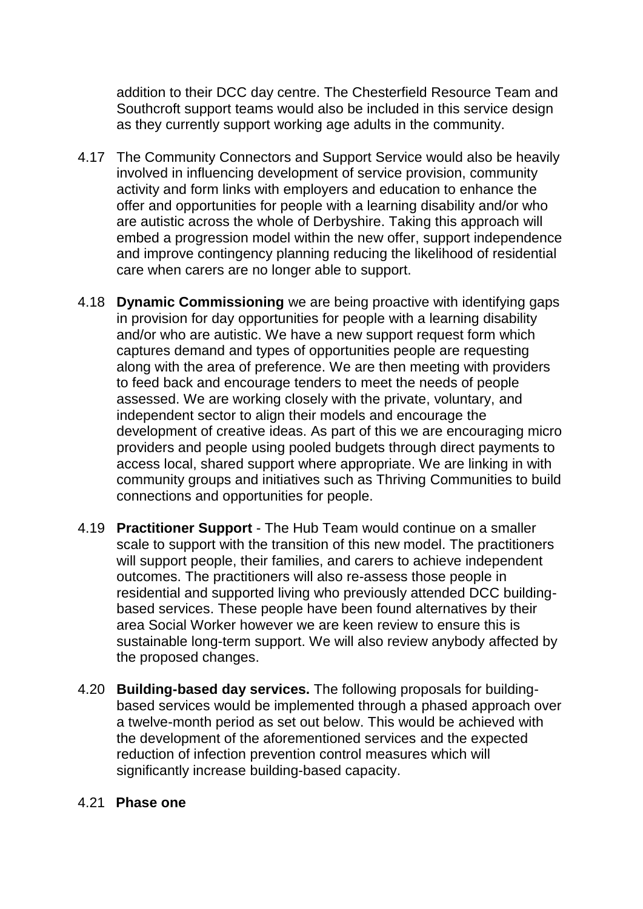addition to their DCC day centre. The Chesterfield Resource Team and Southcroft support teams would also be included in this service design as they currently support working age adults in the community.

4.17 The Community Connectors and Support Service would also be heavily involved in influencing development of service provision, community activity and form links with employers and education to enhance the offer and opportunities for people with a learning disability and/or who are autistic across the whole of Derbyshire. Taking this approach will embed a progression model within the new offer, support independence and improve contingency planning reducing the likelihood of residential care when carers are no longer able to support.

4.18 **Dynamic Commissioning** we are being proactive with identifying gaps in provision for day opportunities for people with a learning disability and/or who are autistic. We have a new support request form which captures demand and types of opportunities people are requesting along with the area of preference. We are then meeting with providers to feed back and encourage tenders to meet the needs of people assessed. We are working closely with the private, voluntary, and independent sector to align their models and encourage the development of creative ideas. As part of this we are encouraging micro providers and people using pooled budgets through direct payments to access local, shared support where appropriate. We are linking in with community groups and initiatives such as Thriving Communities to build connections and opportunities for people.

4.19 **Practitioner Support** - The Hub Team would continue on a smaller scale to support with the transition of this new model. The practitioners will support people, their families, and carers to achieve independent outcomes. The practitioners will also re-assess those people in residential and supported living who previously attended DCC building-based services. These people have been found alternatives by their area Social Worker however we are keen review to ensure this is sustainable long-term support. We will also review anybody affected by the proposed changes.

4.20 **Building-based day services.** The following proposals for building-based services would be implemented through a phased approach over a twelve-month period as set out below. This would be achieved with the development of the aforementioned services and the expected reduction of infection prevention control measures which will significantly increase building-based capacity.

4.21 **Phase one**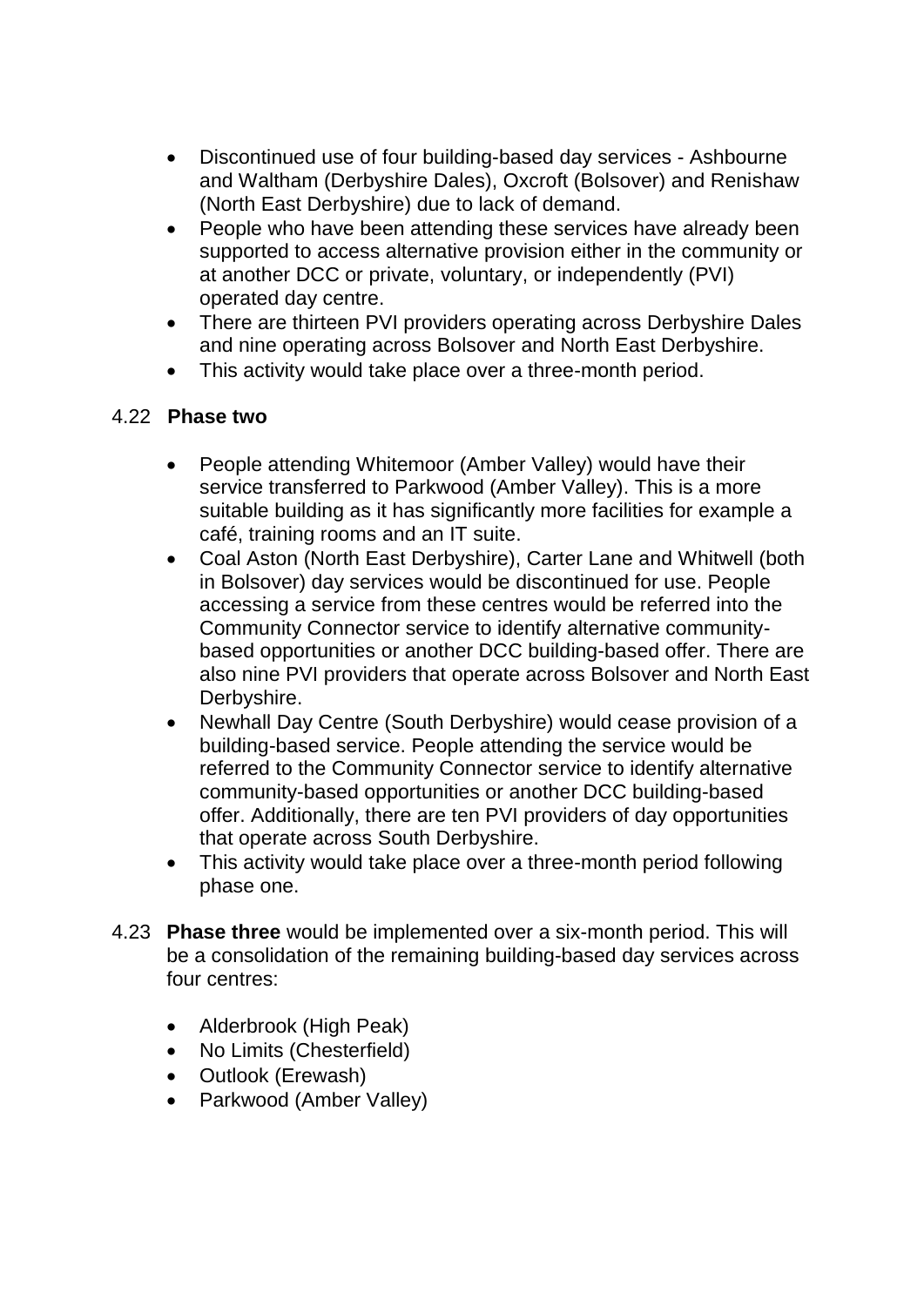- Discontinued use of four building-based day services - Ashbourne and Waltham (Derbyshire Dales), Oxcroft (Bolsover) and Renishaw (North East Derbyshire) due to lack of demand.
- People who have been attending these services have already been supported to access alternative provision either in the community or at another DCC or private, voluntary, or independently (PVI) operated day centre.
- There are thirteen PVI providers operating across Derbyshire Dales and nine operating across Bolsover and North East Derbyshire.
- This activity would take place over a three-month period.

4.22 **Phase two**

- People attending Whitemoor (Amber Valley) would have their service transferred to Parkwood (Amber Valley). This is a more suitable building as it has significantly more facilities for example a café, training rooms and an IT suite.
- Coal Aston (North East Derbyshire), Carter Lane and Whitwell (both in Bolsover) day services would be discontinued for use. People accessing a service from these centres would be referred into the Community Connector service to identify alternative community-based opportunities or another DCC building-based offer. There are also nine PVI providers that operate across Bolsover and North East Derbyshire.
- Newhall Day Centre (South Derbyshire) would cease provision of a building-based service. People attending the service would be referred to the Community Connector service to identify alternative community-based opportunities or another DCC building-based offer. Additionally, there are ten PVI providers of day opportunities that operate across South Derbyshire.
- This activity would take place over a three-month period following phase one.

4.23 **Phase three** would be implemented over a six-month period. This will be a consolidation of the remaining building-based day services across four centres:

- Alderbrook (High Peak)
- No Limits (Chesterfield)
- Outlook (Erewash)
- Parkwood (Amber Valley)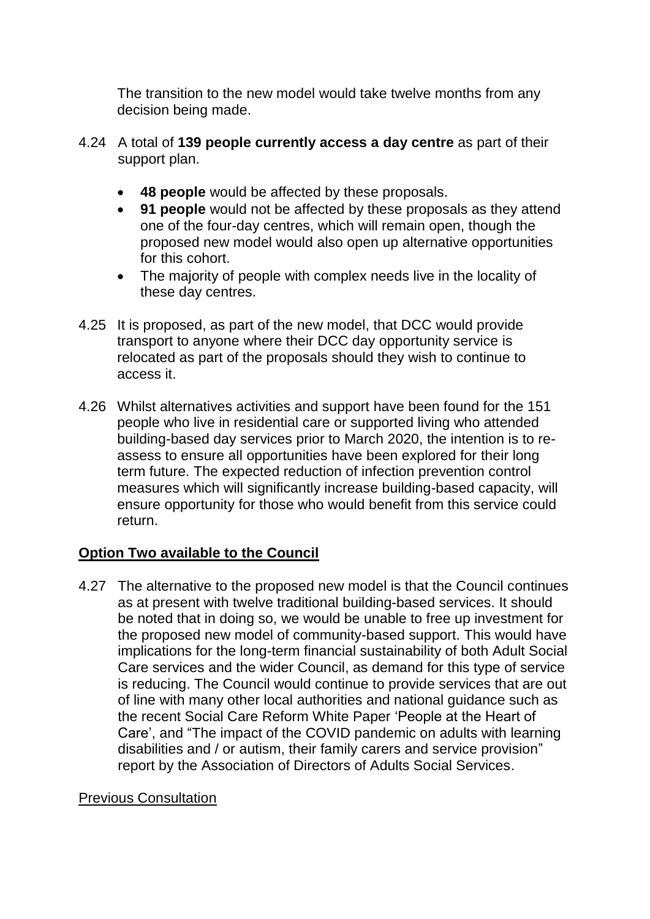The transition to the new model would take twelve months from any decision being made.

4.24 A total of **139 people currently access a day centre** as part of their support plan.

- **48 people** would be affected by these proposals.
- **91 people** would not be affected by these proposals as they attend one of the four-day centres, which will remain open, though the proposed new model would also open up alternative opportunities for this cohort.
- The majority of people with complex needs live in the locality of these day centres.

4.25 It is proposed, as part of the new model, that DCC would provide transport to anyone where their DCC day opportunity service is relocated as part of the proposals should they wish to continue to access it.

4.26 Whilst alternatives activities and support have been found for the 151 people who live in residential care or supported living who attended building-based day services prior to March 2020, the intention is to re-assess to ensure all opportunities have been explored for their long term future. The expected reduction of infection prevention control measures which will significantly increase building-based capacity, will ensure opportunity for those who would benefit from this service could return.

## **Option Two available to the Council**

4.27 The alternative to the proposed new model is that the Council continues as at present with twelve traditional building-based services. It should be noted that in doing so, we would be unable to free up investment for the proposed new model of community-based support. This would have implications for the long-term financial sustainability of both Adult Social Care services and the wider Council, as demand for this type of service is reducing. The Council would continue to provide services that are out of line with many other local authorities and national guidance such as the recent Social Care Reform White Paper 'People at the Heart of Care', and "The impact of the COVID pandemic on adults with learning disabilities and / or autism, their family carers and service provision" report by the Association of Directors of Adults Social Services.

### Previous Consultation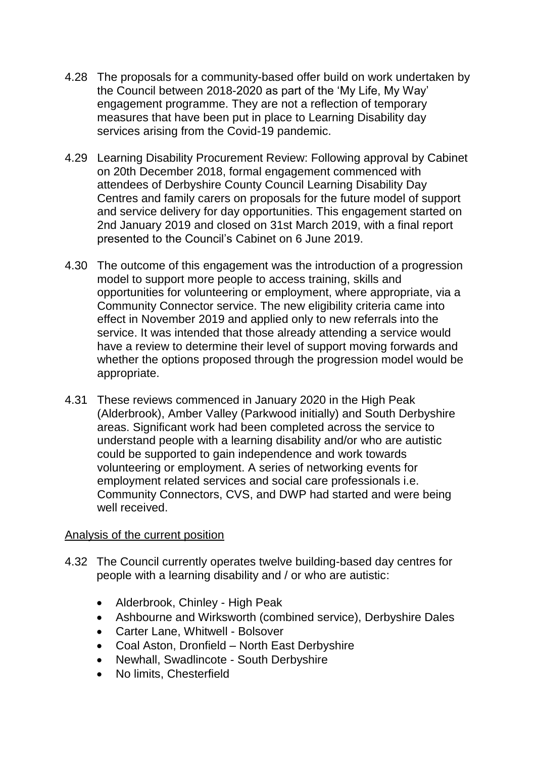4.28 The proposals for a community-based offer build on work undertaken by the Council between 2018-2020 as part of the 'My Life, My Way' engagement programme. They are not a reflection of temporary measures that have been put in place to Learning Disability day services arising from the Covid-19 pandemic.

4.29 Learning Disability Procurement Review: Following approval by Cabinet on 20th December 2018, formal engagement commenced with attendees of Derbyshire County Council Learning Disability Day Centres and family carers on proposals for the future model of support and service delivery for day opportunities. This engagement started on 2nd January 2019 and closed on 31st March 2019, with a final report presented to the Council's Cabinet on 6 June 2019.

4.30 The outcome of this engagement was the introduction of a progression model to support more people to access training, skills and opportunities for volunteering or employment, where appropriate, via a Community Connector service. The new eligibility criteria came into effect in November 2019 and applied only to new referrals into the service. It was intended that those already attending a service would have a review to determine their level of support moving forwards and whether the options proposed through the progression model would be appropriate.

4.31 These reviews commenced in January 2020 in the High Peak (Alderbrook), Amber Valley (Parkwood initially) and South Derbyshire areas. Significant work had been completed across the service to understand people with a learning disability and/or who are autistic could be supported to gain independence and work towards volunteering or employment. A series of networking events for employment related services and social care professionals i.e. Community Connectors, CVS, and DWP had started and were being well received.

<u>Analysis of the current position</u>

4.32 The Council currently operates twelve building-based day centres for people with a learning disability and / or who are autistic:

- Alderbrook, Chinley - High Peak
- Ashbourne and Wirksworth (combined service), Derbyshire Dales
- Carter Lane, Whitwell - Bolsover
- Coal Aston, Dronfield – North East Derbyshire
- Newhall, Swadlincote - South Derbyshire
- No limits, Chesterfield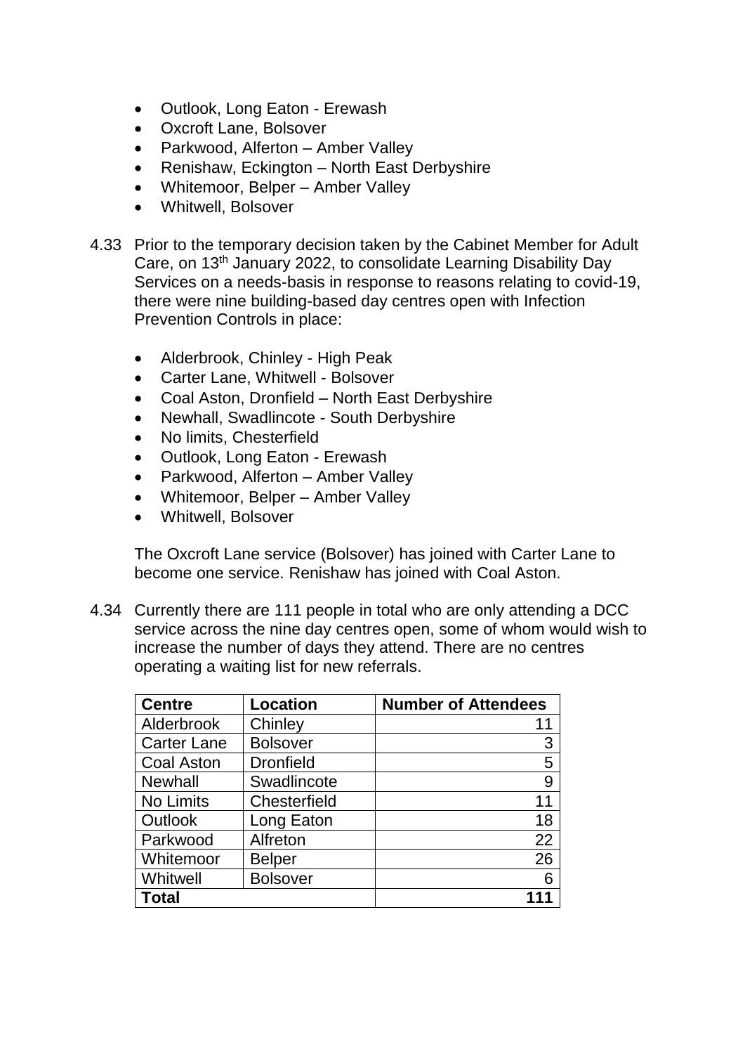- Outlook, Long Eaton - Erewash
- Oxcroft Lane, Bolsover
- Parkwood, Alferton – Amber Valley
- Renishaw, Eckington – North East Derbyshire
- Whitemoor, Belper – Amber Valley
- Whitwell, Bolsover

4.33 Prior to the temporary decision taken by the Cabinet Member for Adult Care, on 13th January 2022, to consolidate Learning Disability Day Services on a needs-basis in response to reasons relating to covid-19, there were nine building-based day centres open with Infection Prevention Controls in place:

- Alderbrook, Chinley - High Peak
- Carter Lane, Whitwell - Bolsover
- Coal Aston, Dronfield – North East Derbyshire
- Newhall, Swadlincote - South Derbyshire
- No limits, Chesterfield
- Outlook, Long Eaton - Erewash
- Parkwood, Alferton – Amber Valley
- Whitemoor, Belper – Amber Valley
- Whitwell, Bolsover

The Oxcroft Lane service (Bolsover) has joined with Carter Lane to become one service. Renishaw has joined with Coal Aston.

4.34 Currently there are 111 people in total who are only attending a DCC service across the nine day centres open, some of whom would wish to increase the number of days they attend. There are no centres operating a waiting list for new referrals.

| Centre | Location | Number of Attendees |
|---|---|---|
| Alderbrook | Chinley | 11 |
| Carter Lane | Bolsover | 3 |
| Coal Aston | Dronfield | 5 |
| Newhall | Swadlincote | 9 |
| No Limits | Chesterfield | 11 |
| Outlook | Long Eaton | 18 |
| Parkwood | Alfreton | 22 |
| Whitemoor | Belper | 26 |
| Whitwell | Bolsover | 6 |
| **Total** | | **111** |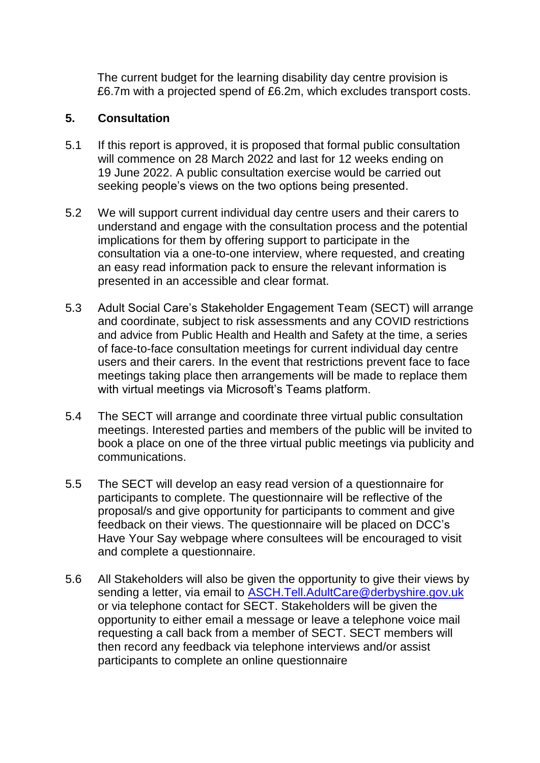The current budget for the learning disability day centre provision is £6.7m with a projected spend of £6.2m, which excludes transport costs.

## 5. Consultation

5.1 If this report is approved, it is proposed that formal public consultation will commence on 28 March 2022 and last for 12 weeks ending on 19 June 2022. A public consultation exercise would be carried out seeking people's views on the two options being presented.

5.2 We will support current individual day centre users and their carers to understand and engage with the consultation process and the potential implications for them by offering support to participate in the consultation via a one-to-one interview, where requested, and creating an easy read information pack to ensure the relevant information is presented in an accessible and clear format.

5.3 Adult Social Care's Stakeholder Engagement Team (SECT) will arrange and coordinate, subject to risk assessments and any COVID restrictions and advice from Public Health and Health and Safety at the time, a series of face-to-face consultation meetings for current individual day centre users and their carers. In the event that restrictions prevent face to face meetings taking place then arrangements will be made to replace them with virtual meetings via Microsoft's Teams platform.

5.4 The SECT will arrange and coordinate three virtual public consultation meetings. Interested parties and members of the public will be invited to book a place on one of the three virtual public meetings via publicity and communications.

5.5 The SECT will develop an easy read version of a questionnaire for participants to complete. The questionnaire will be reflective of the proposal/s and give opportunity for participants to comment and give feedback on their views. The questionnaire will be placed on DCC's Have Your Say webpage where consultees will be encouraged to visit and complete a questionnaire.

5.6 All Stakeholders will also be given the opportunity to give their views by sending a letter, via email to ASCH.Tell.AdultCare@derbyshire.gov.uk or via telephone contact for SECT. Stakeholders will be given the opportunity to either email a message or leave a telephone voice mail requesting a call back from a member of SECT. SECT members will then record any feedback via telephone interviews and/or assist participants to complete an online questionnaire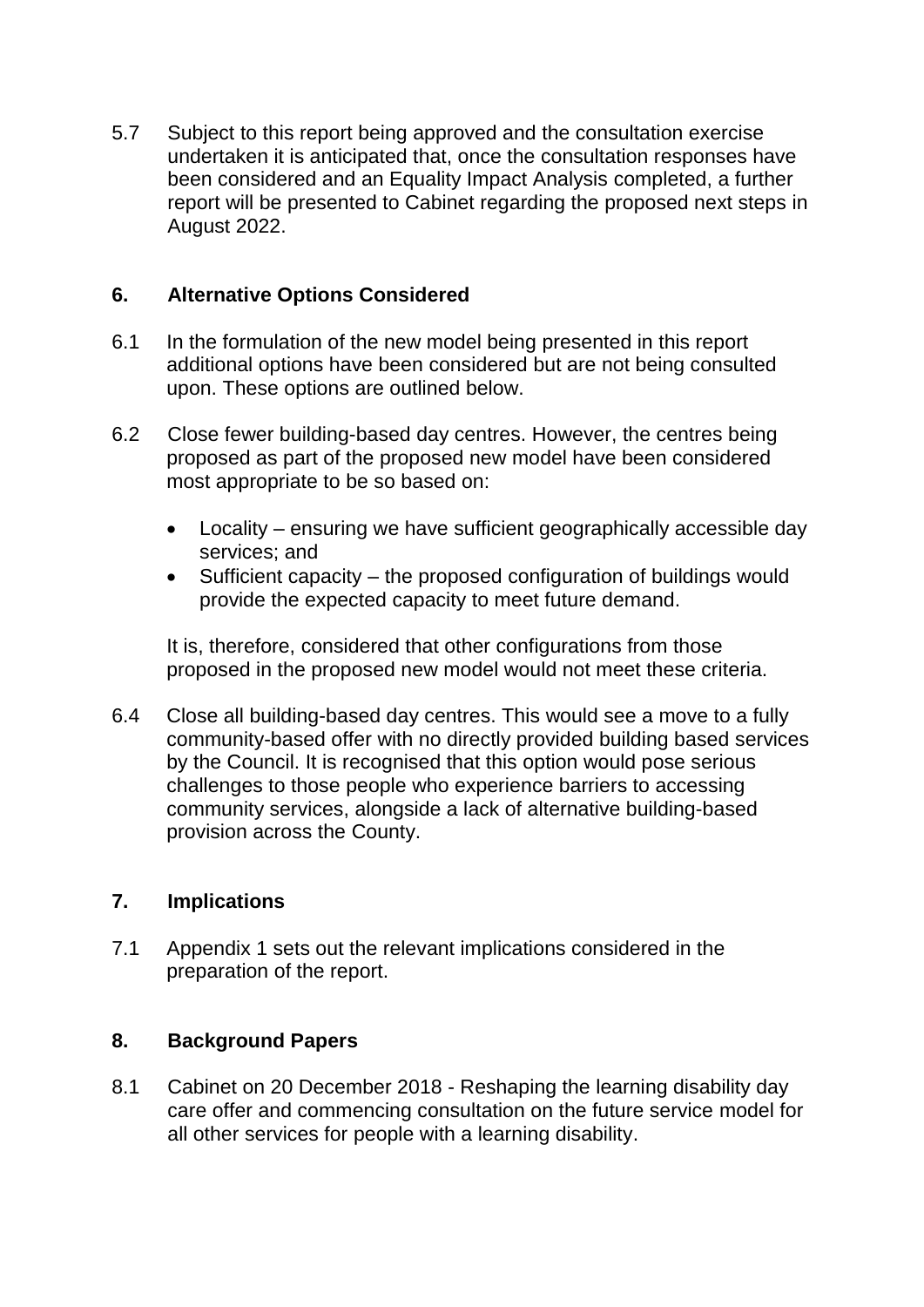5.7 Subject to this report being approved and the consultation exercise undertaken it is anticipated that, once the consultation responses have been considered and an Equality Impact Analysis completed, a further report will be presented to Cabinet regarding the proposed next steps in August 2022.

## 6. Alternative Options Considered

6.1 In the formulation of the new model being presented in this report additional options have been considered but are not being consulted upon. These options are outlined below.

6.2 Close fewer building-based day centres. However, the centres being proposed as part of the proposed new model have been considered most appropriate to be so based on:

- Locality – ensuring we have sufficient geographically accessible day services; and
- Sufficient capacity – the proposed configuration of buildings would provide the expected capacity to meet future demand.

It is, therefore, considered that other configurations from those proposed in the proposed new model would not meet these criteria.

6.4 Close all building-based day centres. This would see a move to a fully community-based offer with no directly provided building based services by the Council. It is recognised that this option would pose serious challenges to those people who experience barriers to accessing community services, alongside a lack of alternative building-based provision across the County.

## 7. Implications

7.1 Appendix 1 sets out the relevant implications considered in the preparation of the report.

## 8. Background Papers

8.1 Cabinet on 20 December 2018 - Reshaping the learning disability day care offer and commencing consultation on the future service model for all other services for people with a learning disability.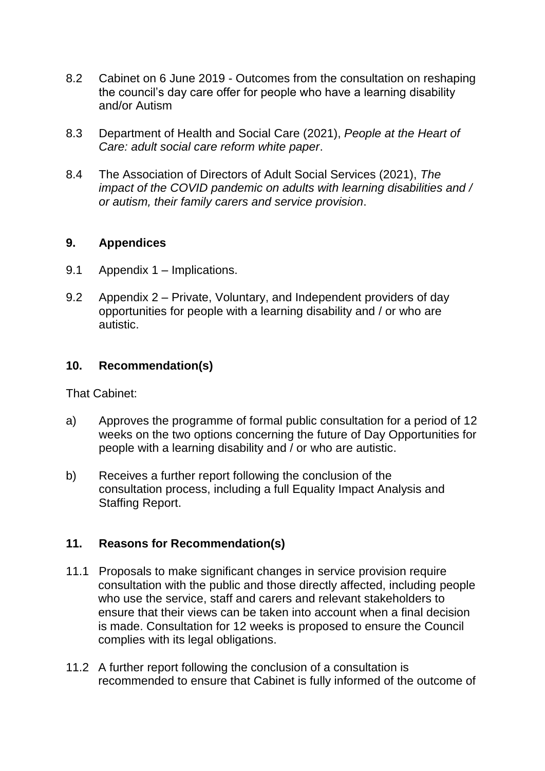8.2 Cabinet on 6 June 2019 - Outcomes from the consultation on reshaping the council's day care offer for people who have a learning disability and/or Autism

8.3 Department of Health and Social Care (2021), *People at the Heart of Care: adult social care reform white paper*.

8.4 The Association of Directors of Adult Social Services (2021), *The impact of the COVID pandemic on adults with learning disabilities and / or autism, their family carers and service provision*.

## 9. Appendices

9.1 Appendix 1 – Implications.

9.2 Appendix 2 – Private, Voluntary, and Independent providers of day opportunities for people with a learning disability and / or who are autistic.

## 10. Recommendation(s)

That Cabinet:

a) Approves the programme of formal public consultation for a period of 12 weeks on the two options concerning the future of Day Opportunities for people with a learning disability and / or who are autistic.

b) Receives a further report following the conclusion of the consultation process, including a full Equality Impact Analysis and Staffing Report.

## 11. Reasons for Recommendation(s)

11.1 Proposals to make significant changes in service provision require consultation with the public and those directly affected, including people who use the service, staff and carers and relevant stakeholders to ensure that their views can be taken into account when a final decision is made. Consultation for 12 weeks is proposed to ensure the Council complies with its legal obligations.

11.2 A further report following the conclusion of a consultation is recommended to ensure that Cabinet is fully informed of the outcome of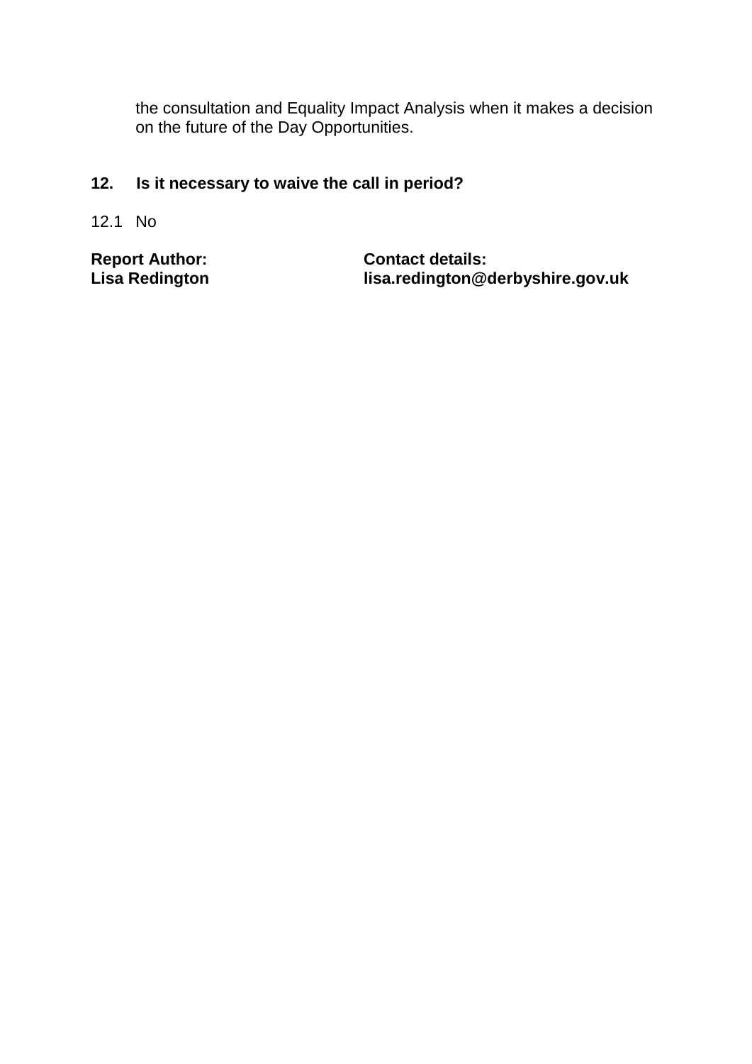the consultation and Equality Impact Analysis when it makes a decision on the future of the Day Opportunities.

## 12. Is it necessary to waive the call in period?

12.1 No

| **Report Author:** | **Contact details:** |
|---|---|
| **Lisa Redington** | **lisa.redington@derbyshire.gov.uk** |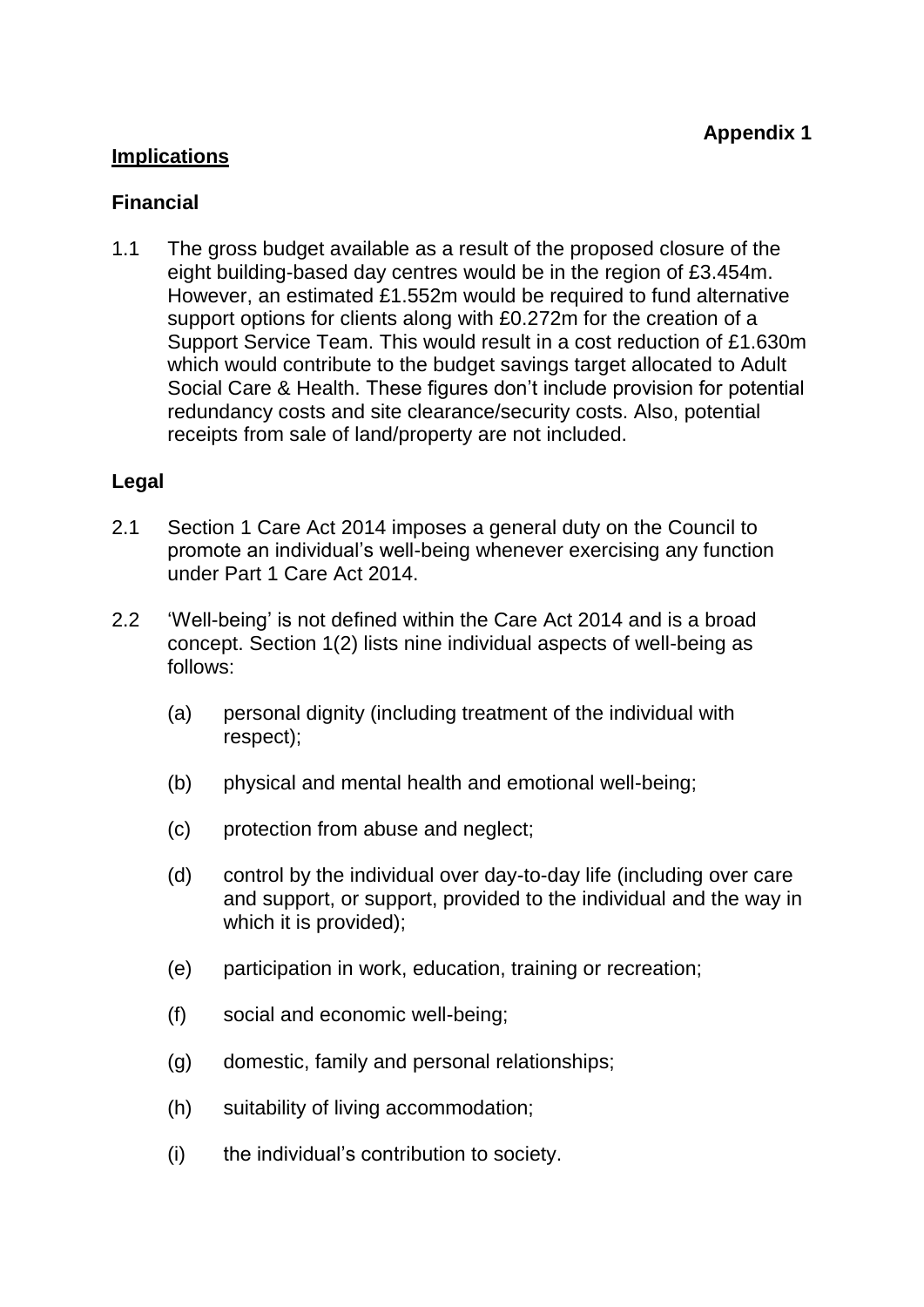**Appendix 1**

**Implications**

**Financial**

1.1 The gross budget available as a result of the proposed closure of the eight building-based day centres would be in the region of £3.454m. However, an estimated £1.552m would be required to fund alternative support options for clients along with £0.272m for the creation of a Support Service Team. This would result in a cost reduction of £1.630m which would contribute to the budget savings target allocated to Adult Social Care & Health. These figures don't include provision for potential redundancy costs and site clearance/security costs. Also, potential receipts from sale of land/property are not included.

**Legal**

2.1 Section 1 Care Act 2014 imposes a general duty on the Council to promote an individual's well-being whenever exercising any function under Part 1 Care Act 2014.

2.2 'Well-being' is not defined within the Care Act 2014 and is a broad concept. Section 1(2) lists nine individual aspects of well-being as follows:

(a) personal dignity (including treatment of the individual with respect);

(b) physical and mental health and emotional well-being;

(c) protection from abuse and neglect;

(d) control by the individual over day-to-day life (including over care and support, or support, provided to the individual and the way in which it is provided);

(e) participation in work, education, training or recreation;

(f) social and economic well-being;

(g) domestic, family and personal relationships;

(h) suitability of living accommodation;

(i) the individual's contribution to society.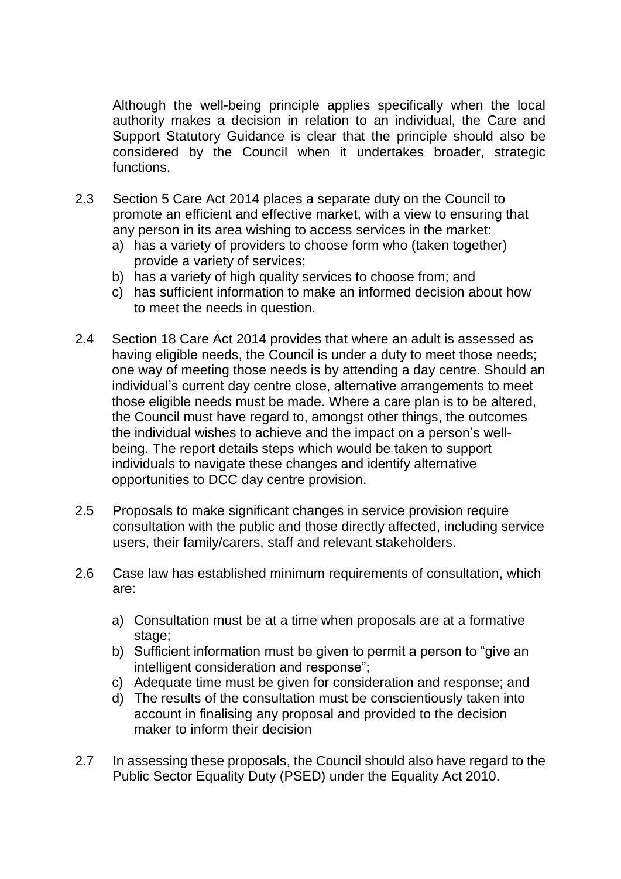Although the well-being principle applies specifically when the local authority makes a decision in relation to an individual, the Care and Support Statutory Guidance is clear that the principle should also be considered by the Council when it undertakes broader, strategic functions.

2.3 Section 5 Care Act 2014 places a separate duty on the Council to promote an efficient and effective market, with a view to ensuring that any person in its area wishing to access services in the market:

a) has a variety of providers to choose form who (taken together) provide a variety of services;
b) has a variety of high quality services to choose from; and
c) has sufficient information to make an informed decision about how to meet the needs in question.

2.4 Section 18 Care Act 2014 provides that where an adult is assessed as having eligible needs, the Council is under a duty to meet those needs; one way of meeting those needs is by attending a day centre. Should an individual's current day centre close, alternative arrangements to meet those eligible needs must be made. Where a care plan is to be altered, the Council must have regard to, amongst other things, the outcomes the individual wishes to achieve and the impact on a person's well-being. The report details steps which would be taken to support individuals to navigate these changes and identify alternative opportunities to DCC day centre provision.

2.5 Proposals to make significant changes in service provision require consultation with the public and those directly affected, including service users, their family/carers, staff and relevant stakeholders.

2.6 Case law has established minimum requirements of consultation, which are:

a) Consultation must be at a time when proposals are at a formative stage;
b) Sufficient information must be given to permit a person to "give an intelligent consideration and response";
c) Adequate time must be given for consideration and response; and
d) The results of the consultation must be conscientiously taken into account in finalising any proposal and provided to the decision maker to inform their decision

2.7 In assessing these proposals, the Council should also have regard to the Public Sector Equality Duty (PSED) under the Equality Act 2010.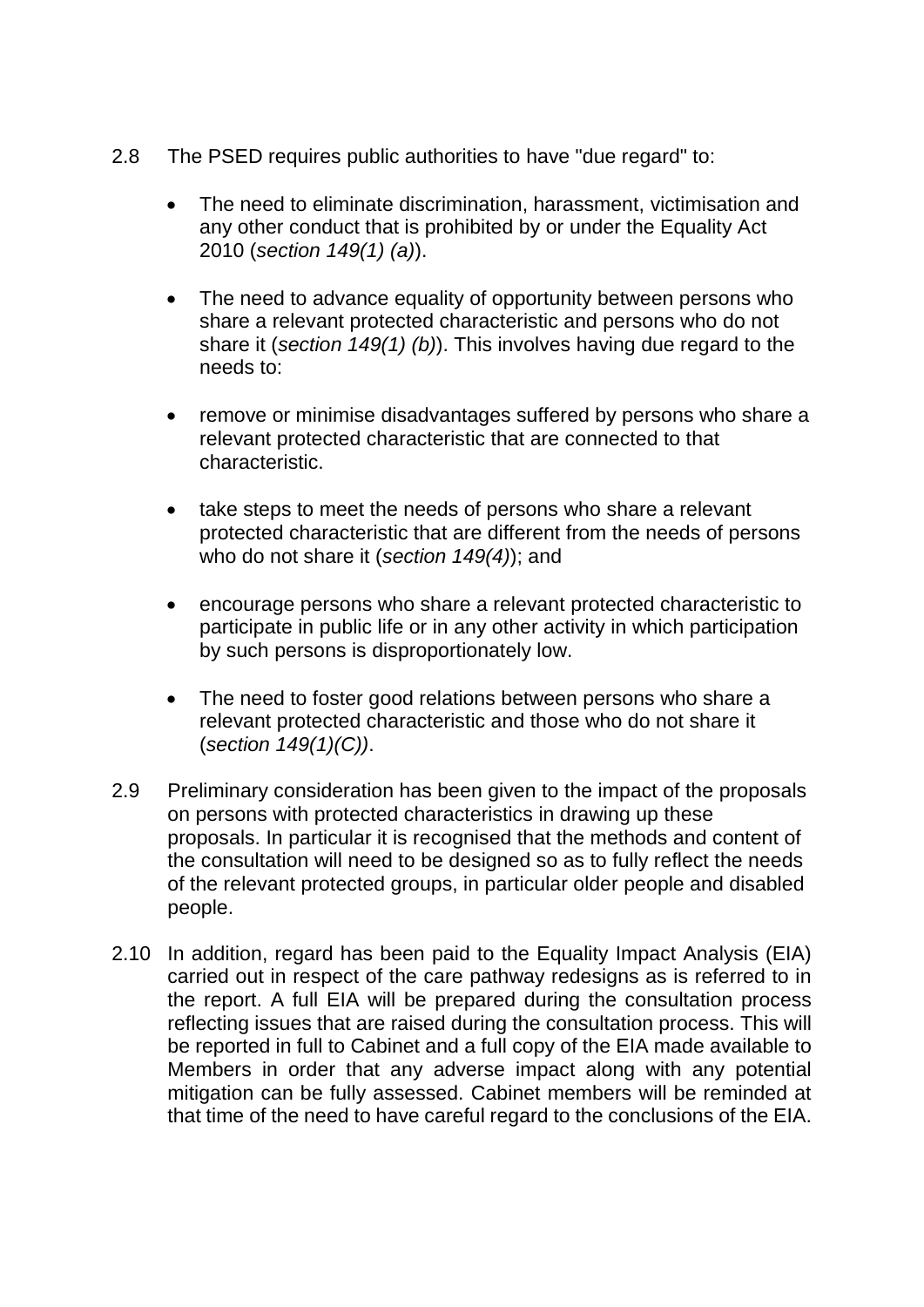2.8 The PSED requires public authorities to have "due regard" to:

- The need to eliminate discrimination, harassment, victimisation and any other conduct that is prohibited by or under the Equality Act 2010 (*section 149(1) (a)*).

- The need to advance equality of opportunity between persons who share a relevant protected characteristic and persons who do not share it (*section 149(1) (b)*). This involves having due regard to the needs to:

- remove or minimise disadvantages suffered by persons who share a relevant protected characteristic that are connected to that characteristic.

- take steps to meet the needs of persons who share a relevant protected characteristic that are different from the needs of persons who do not share it (*section 149(4)*); and

- encourage persons who share a relevant protected characteristic to participate in public life or in any other activity in which participation by such persons is disproportionately low.

- The need to foster good relations between persons who share a relevant protected characteristic and those who do not share it (*section 149(1)(C))*.

2.9 Preliminary consideration has been given to the impact of the proposals on persons with protected characteristics in drawing up these proposals. In particular it is recognised that the methods and content of the consultation will need to be designed so as to fully reflect the needs of the relevant protected groups, in particular older people and disabled people.

2.10 In addition, regard has been paid to the Equality Impact Analysis (EIA) carried out in respect of the care pathway redesigns as is referred to in the report. A full EIA will be prepared during the consultation process reflecting issues that are raised during the consultation process. This will be reported in full to Cabinet and a full copy of the EIA made available to Members in order that any adverse impact along with any potential mitigation can be fully assessed. Cabinet members will be reminded at that time of the need to have careful regard to the conclusions of the EIA.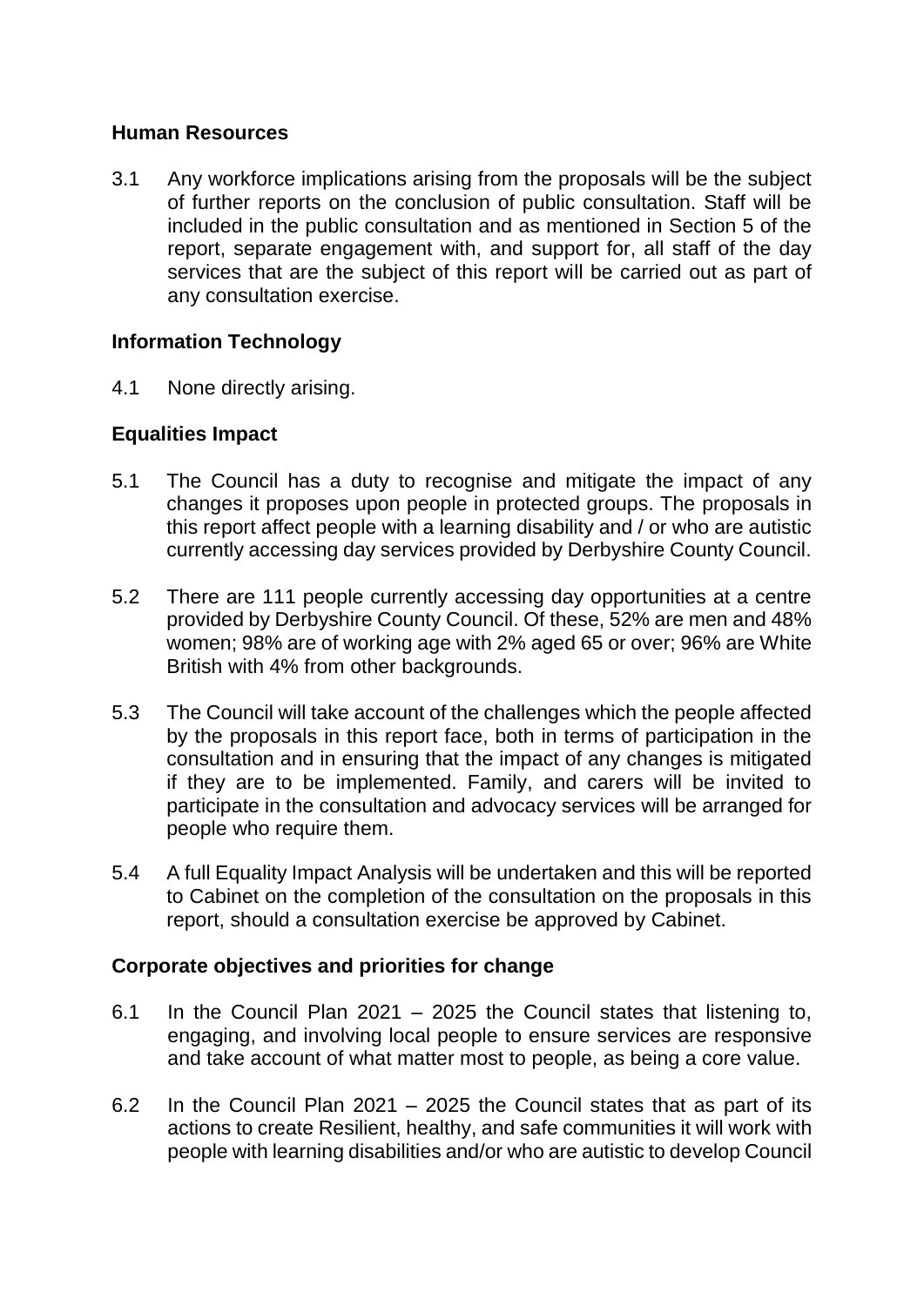**Human Resources**

3.1 Any workforce implications arising from the proposals will be the subject of further reports on the conclusion of public consultation. Staff will be included in the public consultation and as mentioned in Section 5 of the report, separate engagement with, and support for, all staff of the day services that are the subject of this report will be carried out as part of any consultation exercise.

**Information Technology**

4.1 None directly arising.

**Equalities Impact**

5.1 The Council has a duty to recognise and mitigate the impact of any changes it proposes upon people in protected groups. The proposals in this report affect people with a learning disability and / or who are autistic currently accessing day services provided by Derbyshire County Council.

5.2 There are 111 people currently accessing day opportunities at a centre provided by Derbyshire County Council. Of these, 52% are men and 48% women; 98% are of working age with 2% aged 65 or over; 96% are White British with 4% from other backgrounds.

5.3 The Council will take account of the challenges which the people affected by the proposals in this report face, both in terms of participation in the consultation and in ensuring that the impact of any changes is mitigated if they are to be implemented. Family, and carers will be invited to participate in the consultation and advocacy services will be arranged for people who require them.

5.4 A full Equality Impact Analysis will be undertaken and this will be reported to Cabinet on the completion of the consultation on the proposals in this report, should a consultation exercise be approved by Cabinet.

**Corporate objectives and priorities for change**

6.1 In the Council Plan 2021 – 2025 the Council states that listening to, engaging, and involving local people to ensure services are responsive and take account of what matter most to people, as being a core value.

6.2 In the Council Plan 2021 – 2025 the Council states that as part of its actions to create Resilient, healthy, and safe communities it will work with people with learning disabilities and/or who are autistic to develop Council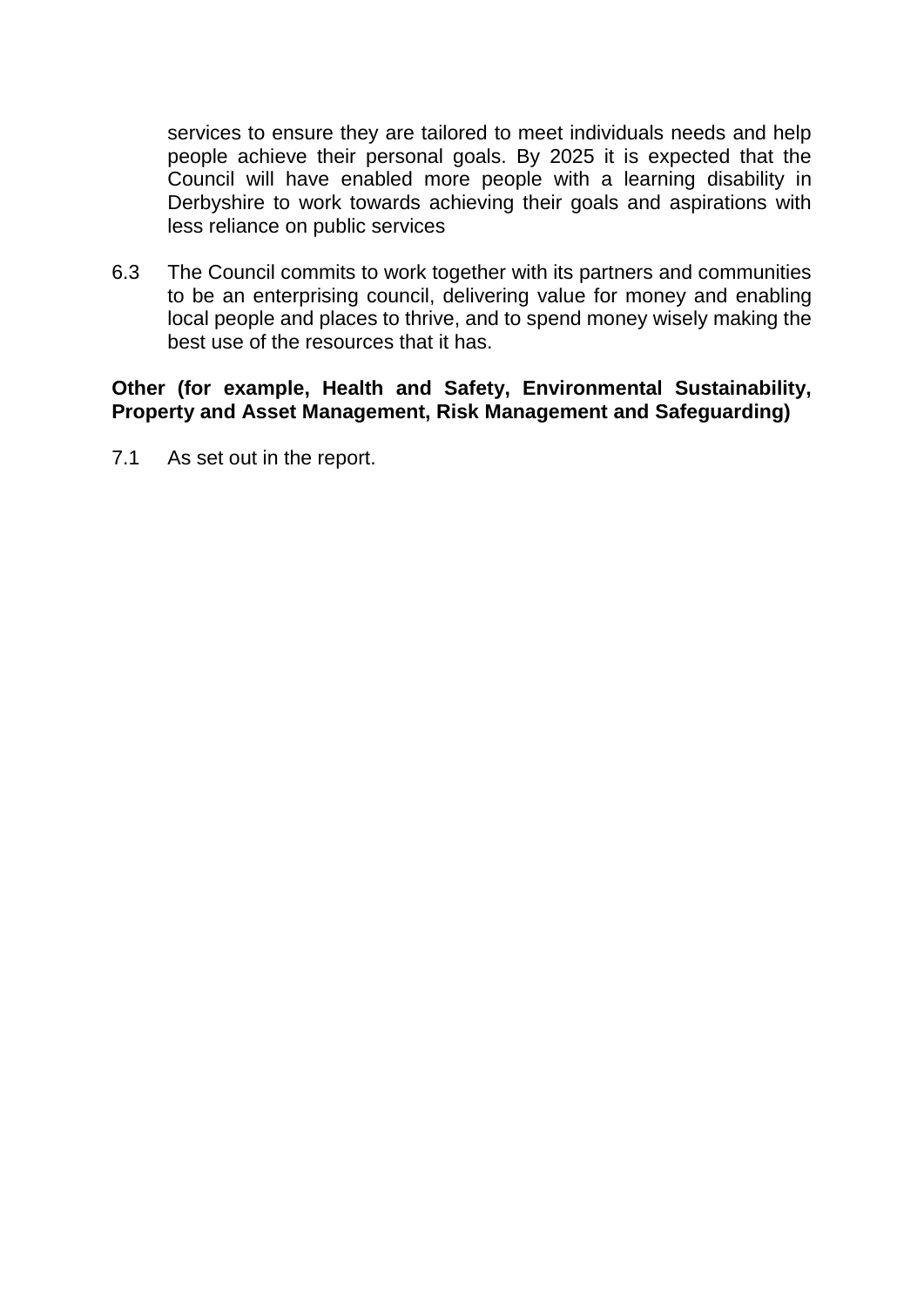services to ensure they are tailored to meet individuals needs and help people achieve their personal goals. By 2025 it is expected that the Council will have enabled more people with a learning disability in Derbyshire to work towards achieving their goals and aspirations with less reliance on public services

6.3 The Council commits to work together with its partners and communities to be an enterprising council, delivering value for money and enabling local people and places to thrive, and to spend money wisely making the best use of the resources that it has.

**Other (for example, Health and Safety, Environmental Sustainability, Property and Asset Management, Risk Management and Safeguarding)**

7.1 As set out in the report.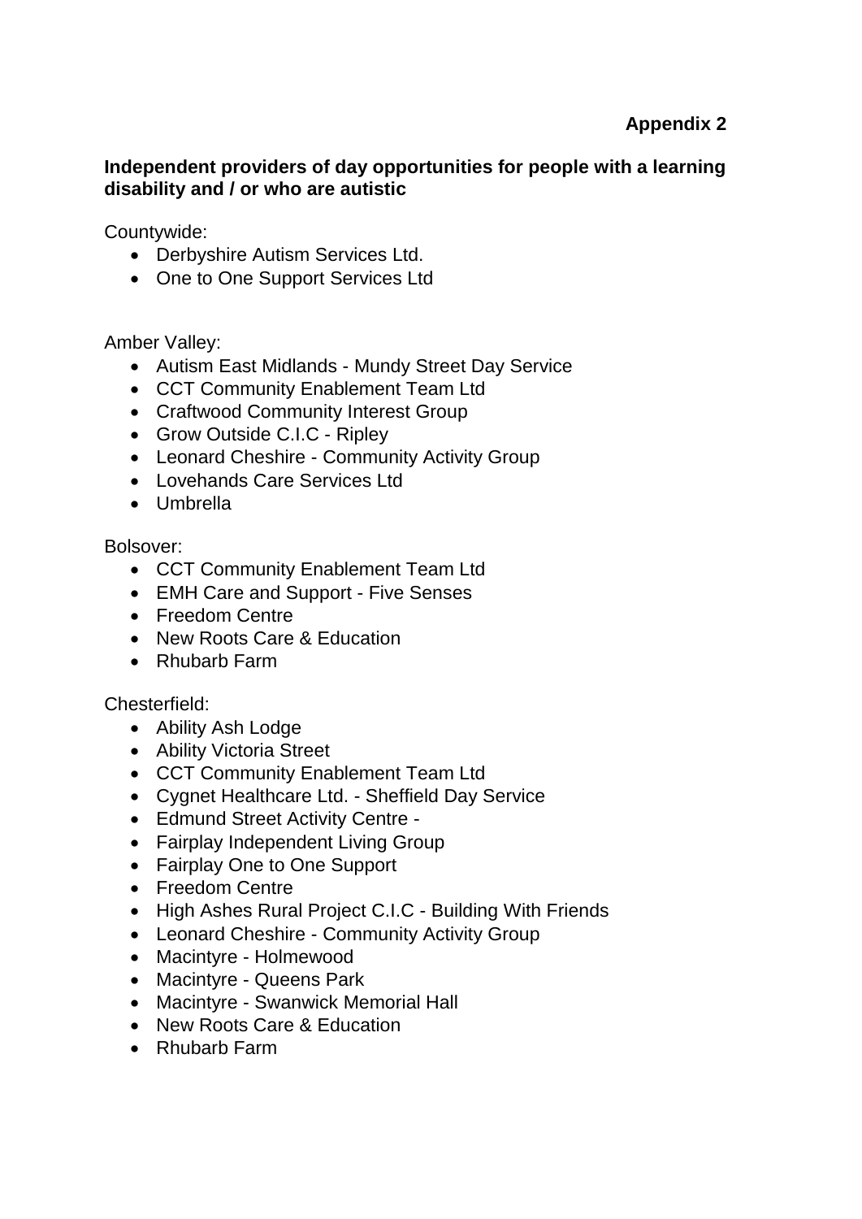**Appendix 2**

**Independent providers of day opportunities for people with a learning disability and / or who are autistic**

Countywide:

- Derbyshire Autism Services Ltd.
- One to One Support Services Ltd

Amber Valley:

- Autism East Midlands - Mundy Street Day Service
- CCT Community Enablement Team Ltd
- Craftwood Community Interest Group
- Grow Outside C.I.C - Ripley
- Leonard Cheshire - Community Activity Group
- Lovehands Care Services Ltd
- Umbrella

Bolsover:

- CCT Community Enablement Team Ltd
- EMH Care and Support - Five Senses
- Freedom Centre
- New Roots Care & Education
- Rhubarb Farm

Chesterfield:

- Ability Ash Lodge
- Ability Victoria Street
- CCT Community Enablement Team Ltd
- Cygnet Healthcare Ltd. - Sheffield Day Service
- Edmund Street Activity Centre -
- Fairplay Independent Living Group
- Fairplay One to One Support
- Freedom Centre
- High Ashes Rural Project C.I.C - Building With Friends
- Leonard Cheshire - Community Activity Group
- Macintyre - Holmewood
- Macintyre - Queens Park
- Macintyre - Swanwick Memorial Hall
- New Roots Care & Education
- Rhubarb Farm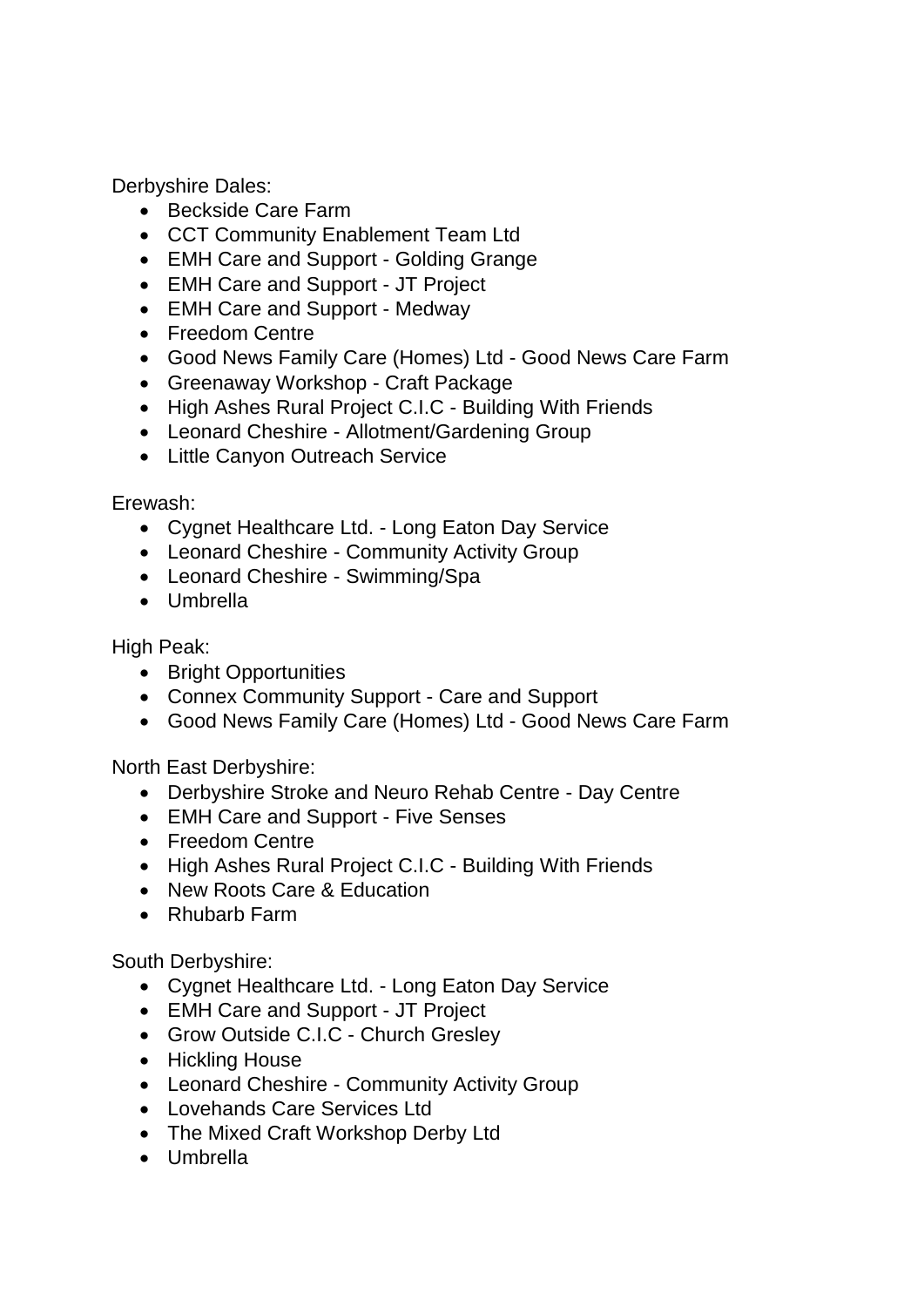Derbyshire Dales:

- Beckside Care Farm
- CCT Community Enablement Team Ltd
- EMH Care and Support - Golding Grange
- EMH Care and Support - JT Project
- EMH Care and Support - Medway
- Freedom Centre
- Good News Family Care (Homes) Ltd - Good News Care Farm
- Greenaway Workshop - Craft Package
- High Ashes Rural Project C.I.C - Building With Friends
- Leonard Cheshire - Allotment/Gardening Group
- Little Canyon Outreach Service

Erewash:

- Cygnet Healthcare Ltd. - Long Eaton Day Service
- Leonard Cheshire - Community Activity Group
- Leonard Cheshire - Swimming/Spa
- Umbrella

High Peak:

- Bright Opportunities
- Connex Community Support - Care and Support
- Good News Family Care (Homes) Ltd - Good News Care Farm

North East Derbyshire:

- Derbyshire Stroke and Neuro Rehab Centre - Day Centre
- EMH Care and Support - Five Senses
- Freedom Centre
- High Ashes Rural Project C.I.C - Building With Friends
- New Roots Care & Education
- Rhubarb Farm

South Derbyshire:

- Cygnet Healthcare Ltd. - Long Eaton Day Service
- EMH Care and Support - JT Project
- Grow Outside C.I.C - Church Gresley
- Hickling House
- Leonard Cheshire - Community Activity Group
- Lovehands Care Services Ltd
- The Mixed Craft Workshop Derby Ltd
- Umbrella